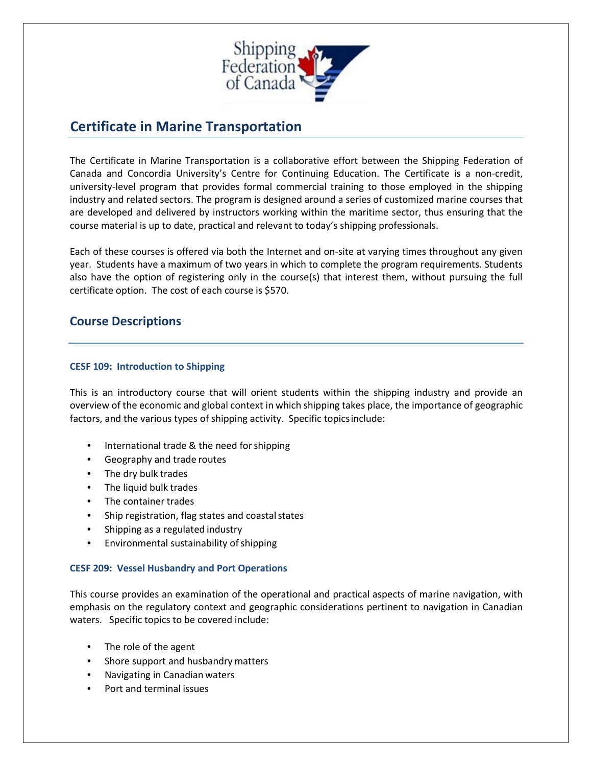# Certificate in Marine Transportation

The Certificate in Marine Transportation is a collaborative effort between the Shipping Federation of Canada and Concordia University's Centre for Continuing Education. The Certificate is a non-credit, university-level program that provides formal commercial training to those employed in the shipping industry and related sectors. The program is designed around a series of customized marine courses that are developed and delivered by instructors working within the maritime sector, thus ensuring that the course material is up to date, practical and relevant to today's shipping professionals.

Each of these courses is offered via both the Internet and on-site at varying times throughout any given year. Students have a maximum of two years in which to complete the program requirements. Students also have the option of registering only in the course(s) that interest them, without pursuing the full certificate option. The cost of each course is $570.

## Course Descriptions

### CESF 109: Introduction to Shipping

This is an introductory course that will orient students within the shipping industry and provide an overview of the economic and global context in which shipping takes place, the importance of geographic factors, and the various types of shipping activity. Specific topics include:

- International trade & the need for shipping
- Geography and trade routes
- The dry bulk trades
- The liquid bulk trades
- The container trades
- Ship registration, flag states and coastal states
- Shipping as a regulated industry
- Environmental sustainability of shipping

### CESF 209: Vessel Husbandry and Port Operations

This course provides an examination of the operational and practical aspects of marine navigation, with emphasis on the regulatory context and geographic considerations pertinent to navigation in Canadian waters. Specific topics to be covered include:

- The role of the agent
- Shore support and husbandry matters
- Navigating in Canadian waters
- Port and terminal issues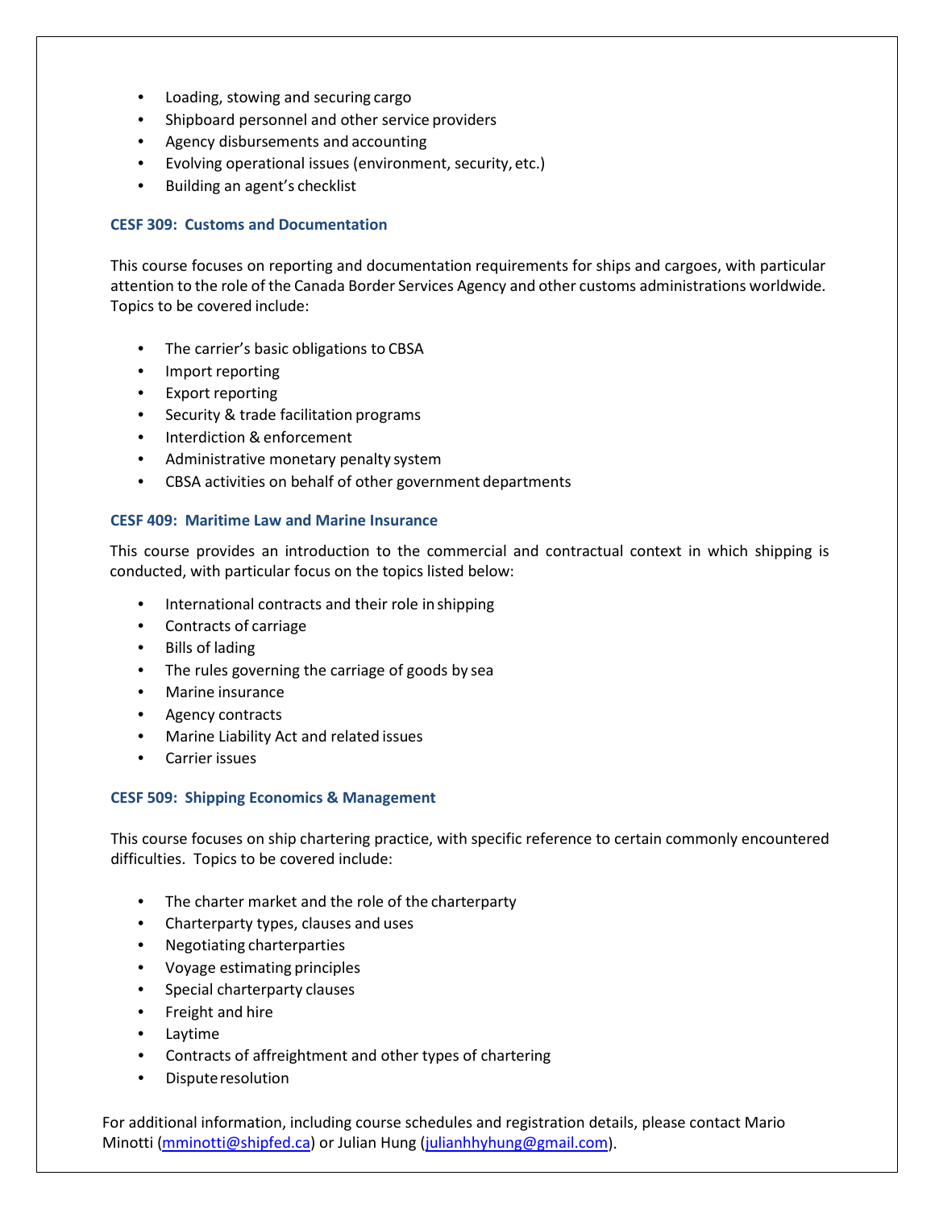- Loading, stowing and securing cargo
- Shipboard personnel and other service providers
- Agency disbursements and accounting
- Evolving operational issues (environment, security, etc.)
- Building an agent's checklist

### CESF 309: Customs and Documentation

This course focuses on reporting and documentation requirements for ships and cargoes, with particular attention to the role of the Canada Border Services Agency and other customs administrations worldwide. Topics to be covered include:

- The carrier's basic obligations to CBSA
- Import reporting
- Export reporting
- Security & trade facilitation programs
- Interdiction & enforcement
- Administrative monetary penalty system
- CBSA activities on behalf of other government departments

### CESF 409: Maritime Law and Marine Insurance

This course provides an introduction to the commercial and contractual context in which shipping is conducted, with particular focus on the topics listed below:

- International contracts and their role in shipping
- Contracts of carriage
- Bills of lading
- The rules governing the carriage of goods by sea
- Marine insurance
- Agency contracts
- Marine Liability Act and related issues
- Carrier issues

### CESF 509: Shipping Economics & Management

This course focuses on ship chartering practice, with specific reference to certain commonly encountered difficulties. Topics to be covered include:

- The charter market and the role of the charterparty
- Charterparty types, clauses and uses
- Negotiating charterparties
- Voyage estimating principles
- Special charterparty clauses
- Freight and hire
- Laytime
- Contracts of affreightment and other types of chartering
- Dispute resolution

For additional information, including course schedules and registration details, please contact Mario Minotti (mminotti@shipfed.ca) or Julian Hung (julianhhyhung@gmail.com).